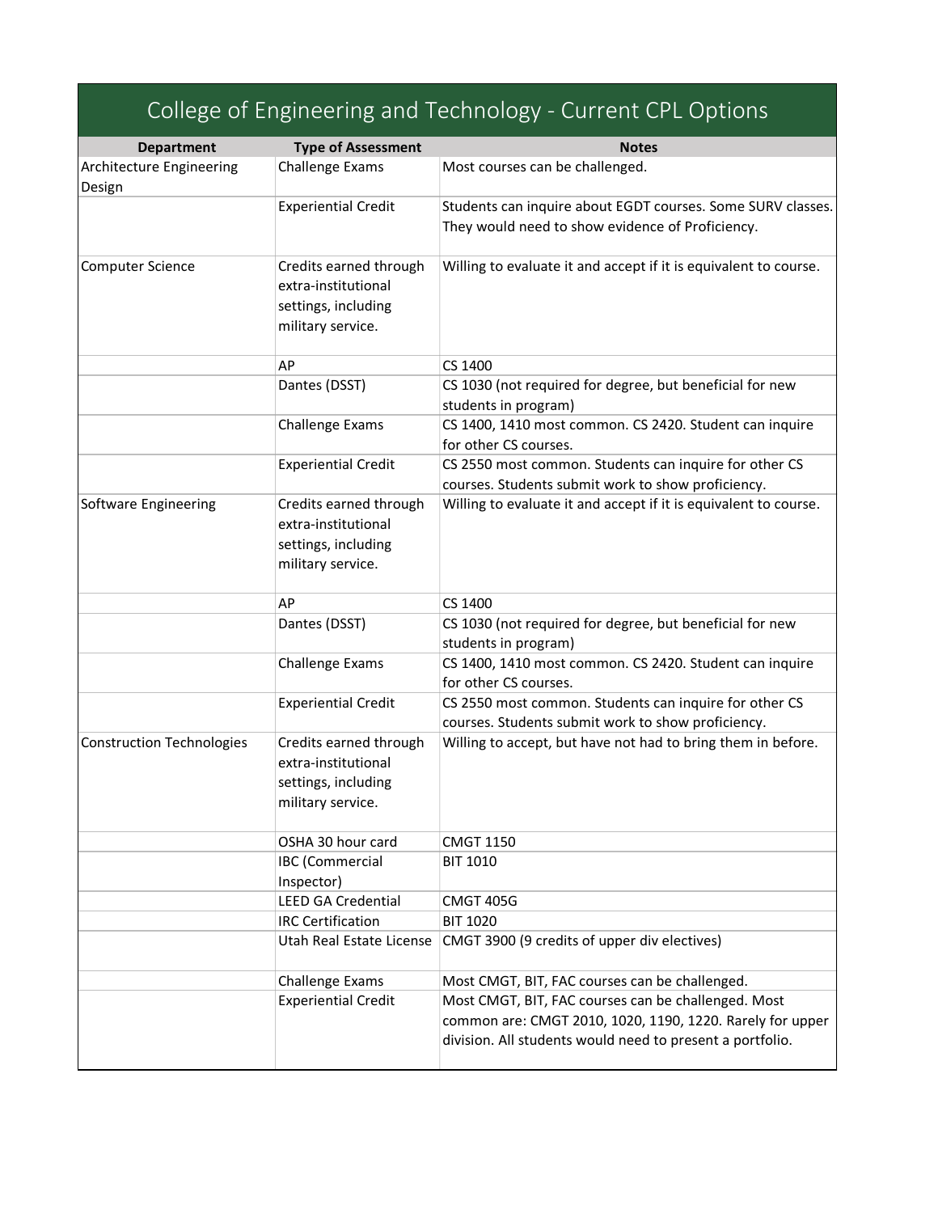# College of Engineering and Technology - Current CPL Options

| Department | Type of Assessment | Notes |
|---|---|---|
| Architecture Engineering Design | Challenge Exams | Most courses can be challenged. |
| | Experiential Credit | Students can inquire about EGDT courses. Some SURV classes. They would need to show evidence of Proficiency. |
| Computer Science | Credits earned through extra-institutional settings, including military service. | Willing to evaluate it and accept if it is equivalent to course. |
| | AP | CS 1400 |
| | Dantes (DSST) | CS 1030 (not required for degree, but beneficial for new students in program) |
| | Challenge Exams | CS 1400, 1410 most common. CS 2420. Student can inquire for other CS courses. |
| | Experiential Credit | CS 2550 most common. Students can inquire for other CS courses. Students submit work to show proficiency. |
| Software Engineering | Credits earned through extra-institutional settings, including military service. | Willing to evaluate it and accept if it is equivalent to course. |
| | AP | CS 1400 |
| | Dantes (DSST) | CS 1030 (not required for degree, but beneficial for new students in program) |
| | Challenge Exams | CS 1400, 1410 most common. CS 2420. Student can inquire for other CS courses. |
| | Experiential Credit | CS 2550 most common. Students can inquire for other CS courses. Students submit work to show proficiency. |
| Construction Technologies | Credits earned through extra-institutional settings, including military service. | Willing to accept, but have not had to bring them in before. |
| | OSHA 30 hour card | CMGT 1150 |
| | IBC (Commercial Inspector) | BIT 1010 |
| | LEED GA Credential | CMGT 405G |
| | IRC Certification | BIT 1020 |
| | Utah Real Estate License | CMGT 3900 (9 credits of upper div electives) |
| | Challenge Exams | Most CMGT, BIT, FAC courses can be challenged. |
| | Experiential Credit | Most CMGT, BIT, FAC courses can be challenged. Most common are: CMGT 2010, 1020, 1190, 1220. Rarely for upper division. All students would need to present a portfolio. |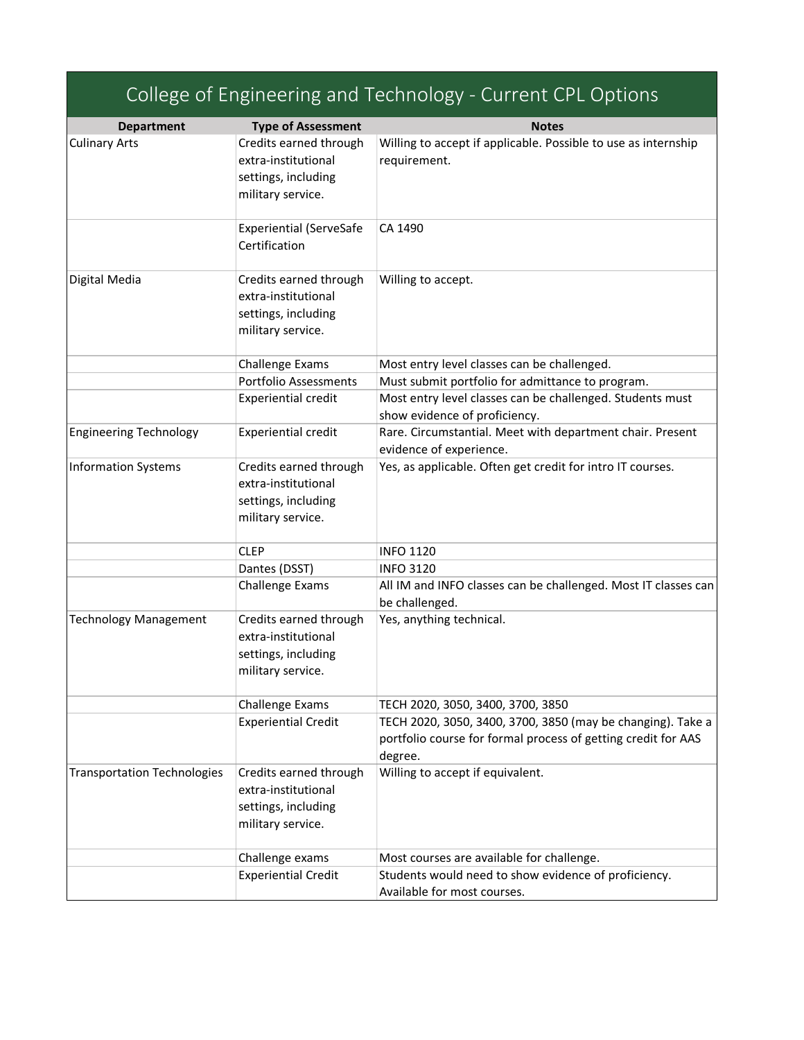# College of Engineering and Technology - Current CPL Options

| Department | Type of Assessment | Notes |
| --- | --- | --- |
| Culinary Arts | Credits earned through extra-institutional settings, including military service. | Willing to accept if applicable. Possible to use as internship requirement. |
| | Experiential (ServeSafe Certification | CA 1490 |
| Digital Media | Credits earned through extra-institutional settings, including military service. | Willing to accept. |
| | Challenge Exams | Most entry level classes can be challenged. |
| | Portfolio Assessments | Must submit portfolio for admittance to program. |
| | Experiential credit | Most entry level classes can be challenged. Students must show evidence of proficiency. |
| Engineering Technology | Experiential credit | Rare. Circumstantial. Meet with department chair. Present evidence of experience. |
| Information Systems | Credits earned through extra-institutional settings, including military service. | Yes, as applicable. Often get credit for intro IT courses. |
| | CLEP | INFO 1120 |
| | Dantes (DSST) | INFO 3120 |
| | Challenge Exams | All IM and INFO classes can be challenged. Most IT classes can be challenged. |
| Technology Management | Credits earned through extra-institutional settings, including military service. | Yes, anything technical. |
| | Challenge Exams | TECH 2020, 3050, 3400, 3700, 3850 |
| | Experiential Credit | TECH 2020, 3050, 3400, 3700, 3850 (may be changing). Take a portfolio course for formal process of getting credit for AAS degree. |
| Transportation Technologies | Credits earned through extra-institutional settings, including military service. | Willing to accept if equivalent. |
| | Challenge exams | Most courses are available for challenge. |
| | Experiential Credit | Students would need to show evidence of proficiency. Available for most courses. |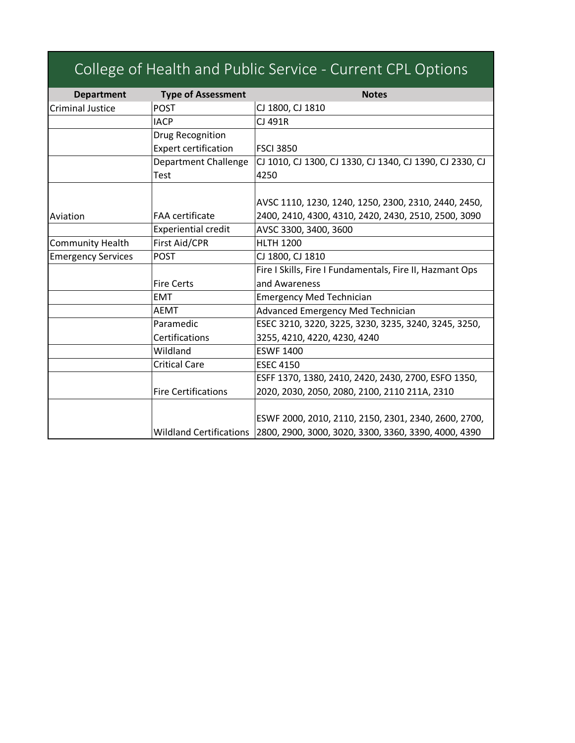# College of Health and Public Service - Current CPL Options

| Department | Type of Assessment | Notes |
| --- | --- | --- |
| Criminal Justice | POST | CJ 1800, CJ 1810 |
| | IACP | CJ 491R |
| | Drug Recognition Expert certification | FSCI 3850 |
| | Department Challenge Test | CJ 1010, CJ 1300, CJ 1330, CJ 1340, CJ 1390, CJ 2330, CJ 4250 |
| Aviation | FAA certificate | AVSC 1110, 1230, 1240, 1250, 2300, 2310, 2440, 2450, 2400, 2410, 4300, 4310, 2420, 2430, 2510, 2500, 3090 |
| | Experiential credit | AVSC 3300, 3400, 3600 |
| Community Health | First Aid/CPR | HLTH 1200 |
| Emergency Services | POST | CJ 1800, CJ 1810 |
| | Fire Certs | Fire I Skills, Fire I Fundamentals, Fire II, Hazmant Ops and Awareness |
| | EMT | Emergency Med Technician |
| | AEMT | Advanced Emergency Med Technician |
| | Paramedic Certifications | ESEC 3210, 3220, 3225, 3230, 3235, 3240, 3245, 3250, 3255, 4210, 4220, 4230, 4240 |
| | Wildland | ESWF 1400 |
| | Critical Care | ESEC 4150 |
| | Fire Certifications | ESFF 1370, 1380, 2410, 2420, 2430, 2700, ESFO 1350, 2020, 2030, 2050, 2080, 2100, 2110 211A, 2310 |
| | Wildland Certifications | ESWF 2000, 2010, 2110, 2150, 2301, 2340, 2600, 2700, 2800, 2900, 3000, 3020, 3300, 3360, 3390, 4000, 4390 |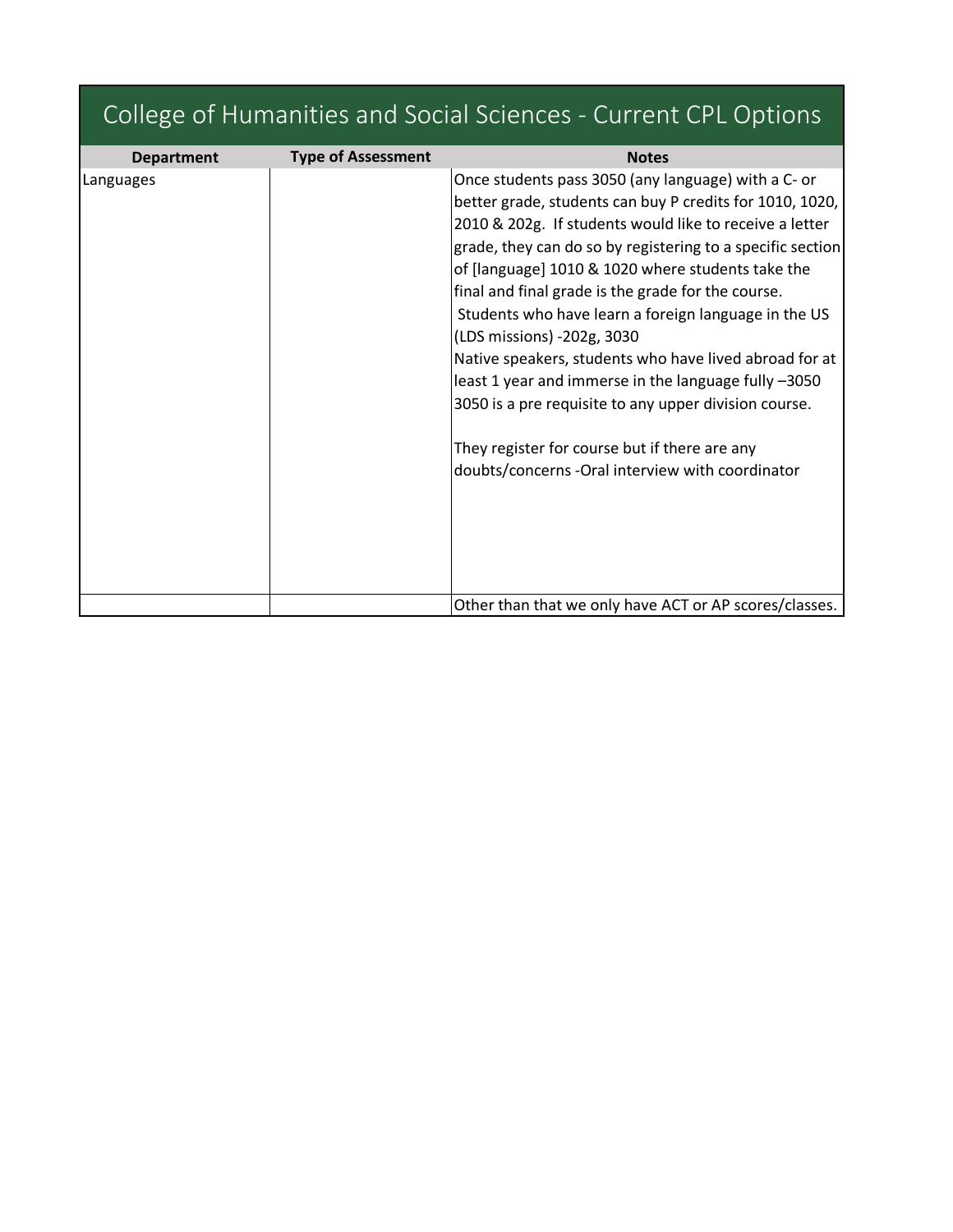# College of Humanities and Social Sciences - Current CPL Options

| Department | Type of Assessment | Notes |
|---|---|---|
| Languages | | Once students pass 3050 (any language) with a C- or better grade, students can buy P credits for 1010, 1020, 2010 & 202g. If students would like to receive a letter grade, they can do so by registering to a specific section of [language] 1010 & 1020 where students take the final and final grade is the grade for the course.<br>Students who have learn a foreign language in the US (LDS missions) -202g, 3030<br>Native speakers, students who have lived abroad for at least 1 year and immerse in the language fully –3050<br>3050 is a pre requisite to any upper division course.<br><br>They register for course but if there are any doubts/concerns -Oral interview with coordinator |
| | | Other than that we only have ACT or AP scores/classes. |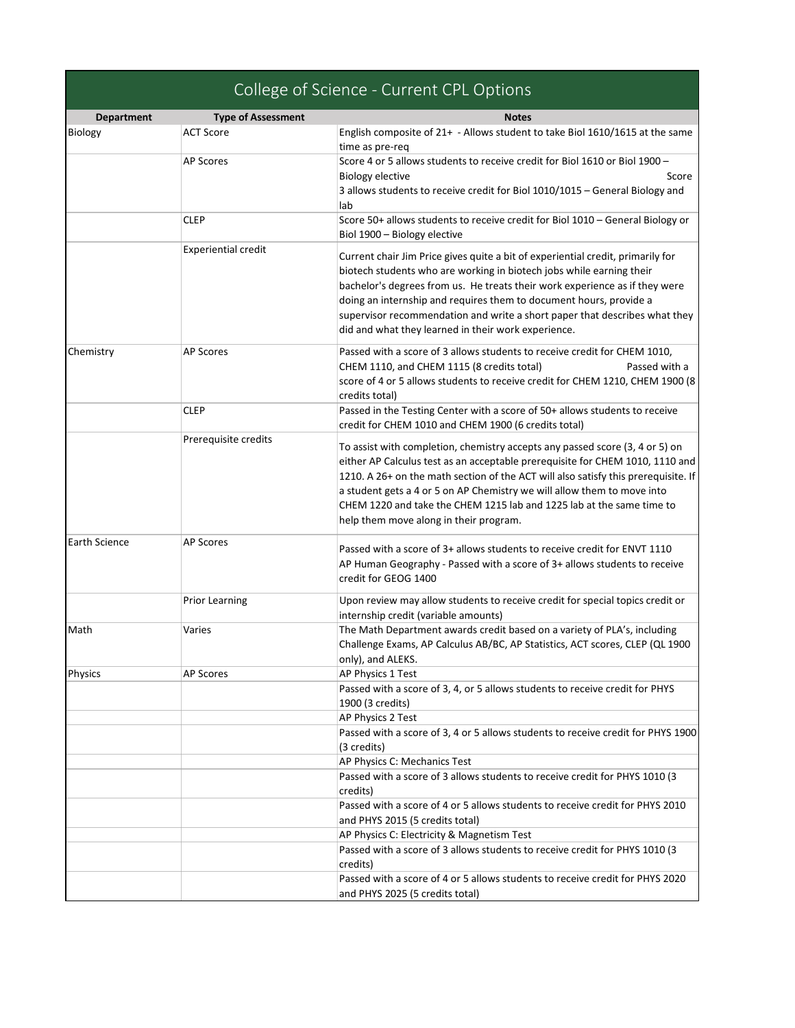# College of Science - Current CPL Options

| Department | Type of Assessment | Notes |
| --- | --- | --- |
| Biology | ACT Score | English composite of 21+ - Allows student to take Biol 1610/1615 at the same time as pre-req |
| | AP Scores | Score 4 or 5 allows students to receive credit for Biol 1610 or Biol 1900 – Biology elective Score 3 allows students to receive credit for Biol 1010/1015 – General Biology and lab |
| | CLEP | Score 50+ allows students to receive credit for Biol 1010 – General Biology or Biol 1900 – Biology elective |
| | Experiential credit | Current chair Jim Price gives quite a bit of experiential credit, primarily for biotech students who are working in biotech jobs while earning their bachelor's degrees from us. He treats their work experience as if they were doing an internship and requires them to document hours, provide a supervisor recommendation and write a short paper that describes what they did and what they learned in their work experience. |
| Chemistry | AP Scores | Passed with a score of 3 allows students to receive credit for CHEM 1010, CHEM 1110, and CHEM 1115 (8 credits total) Passed with a score of 4 or 5 allows students to receive credit for CHEM 1210, CHEM 1900 (8 credits total) |
| | CLEP | Passed in the Testing Center with a score of 50+ allows students to receive credit for CHEM 1010 and CHEM 1900 (6 credits total) |
| | Prerequisite credits | To assist with completion, chemistry accepts any passed score (3, 4 or 5) on either AP Calculus test as an acceptable prerequisite for CHEM 1010, 1110 and 1210. A 26+ on the math section of the ACT will also satisfy this prerequisite. If a student gets a 4 or 5 on AP Chemistry we will allow them to move into CHEM 1220 and take the CHEM 1215 lab and 1225 lab at the same time to help them move along in their program. |
| Earth Science | AP Scores | Passed with a score of 3+ allows students to receive credit for ENVT 1110 AP Human Geography - Passed with a score of 3+ allows students to receive credit for GEOG 1400 |
| | Prior Learning | Upon review may allow students to receive credit for special topics credit or internship credit (variable amounts) |
| Math | Varies | The Math Department awards credit based on a variety of PLA's, including Challenge Exams, AP Calculus AB/BC, AP Statistics, ACT scores, CLEP (QL 1900 only), and ALEKS. |
| Physics | AP Scores | AP Physics 1 Test |
| | | Passed with a score of 3, 4, or 5 allows students to receive credit for PHYS 1900 (3 credits) |
| | | AP Physics 2 Test |
| | | Passed with a score of 3, 4 or 5 allows students to receive credit for PHYS 1900 (3 credits) |
| | | AP Physics C: Mechanics Test |
| | | Passed with a score of 3 allows students to receive credit for PHYS 1010 (3 credits) |
| | | Passed with a score of 4 or 5 allows students to receive credit for PHYS 2010 and PHYS 2015 (5 credits total) |
| | | AP Physics C: Electricity & Magnetism Test |
| | | Passed with a score of 3 allows students to receive credit for PHYS 1010 (3 credits) |
| | | Passed with a score of 4 or 5 allows students to receive credit for PHYS 2020 and PHYS 2025 (5 credits total) |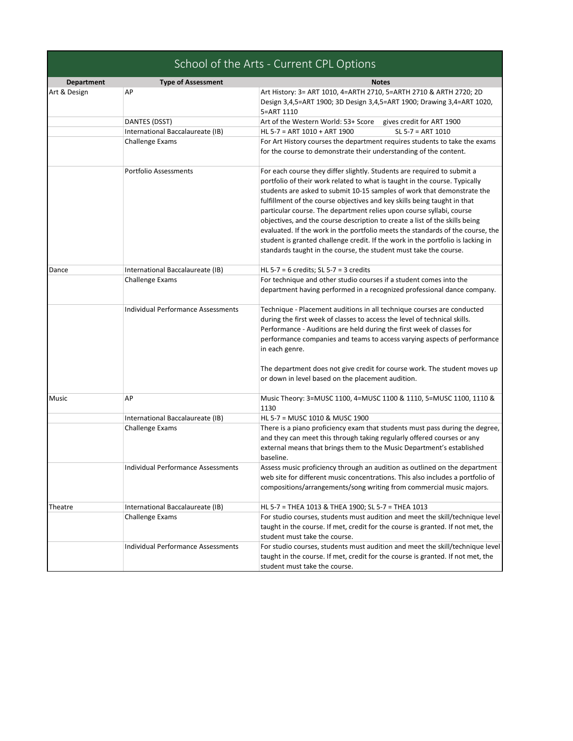# School of the Arts - Current CPL Options

| Department | Type of Assessment | Notes |
|---|---|---|
| Art & Design | AP | Art History: 3= ART 1010, 4=ARTH 2710, 5=ARTH 2710 & ARTH 2720; 2D Design 3,4,5=ART 1900; 3D Design 3,4,5=ART 1900; Drawing 3,4=ART 1020, 5=ART 1110 |
| | DANTES (DSST) | Art of the Western World: 53+ Score gives credit for ART 1900 |
| | International Baccalaureate (IB) | HL 5-7 = ART 1010 + ART 1900 SL 5-7 = ART 1010 |
| | Challenge Exams | For Art History courses the department requires students to take the exams for the course to demonstrate their understanding of the content. |
| | Portfolio Assessments | For each course they differ slightly. Students are required to submit a portfolio of their work related to what is taught in the course. Typically students are asked to submit 10-15 samples of work that demonstrate the fulfillment of the course objectives and key skills being taught in that particular course. The department relies upon course syllabi, course objectives, and the course description to create a list of the skills being evaluated. If the work in the portfolio meets the standards of the course, the student is granted challenge credit. If the work in the portfolio is lacking in standards taught in the course, the student must take the course. |
| Dance | International Baccalaureate (IB) | HL 5-7 = 6 credits; SL 5-7 = 3 credits |
| | Challenge Exams | For technique and other studio courses if a student comes into the department having performed in a recognized professional dance company. |
| | Individual Performance Assessments | Technique - Placement auditions in all technique courses are conducted during the first week of classes to access the level of technical skills. Performance - Auditions are held during the first week of classes for performance companies and teams to access varying aspects of performance in each genre.<br><br>The department does not give credit for course work. The student moves up or down in level based on the placement audition. |
| Music | AP | Music Theory: 3=MUSC 1100, 4=MUSC 1100 & 1110, 5=MUSC 1100, 1110 & 1130 |
| | International Baccalaureate (IB) | HL 5-7 = MUSC 1010 & MUSC 1900 |
| | Challenge Exams | There is a piano proficiency exam that students must pass during the degree, and they can meet this through taking regularly offered courses or any external means that brings them to the Music Department's established baseline. |
| | Individual Performance Assessments | Assess music proficiency through an audition as outlined on the department web site for different music concentrations. This also includes a portfolio of compositions/arrangements/song writing from commercial music majors. |
| Theatre | International Baccalaureate (IB) | HL 5-7 = THEA 1013 & THEA 1900; SL 5-7 = THEA 1013 |
| | Challenge Exams | For studio courses, students must audition and meet the skill/technique level taught in the course. If met, credit for the course is granted. If not met, the student must take the course. |
| | Individual Performance Assessments | For studio courses, students must audition and meet the skill/technique level taught in the course. If met, credit for the course is granted. If not met, the student must take the course. |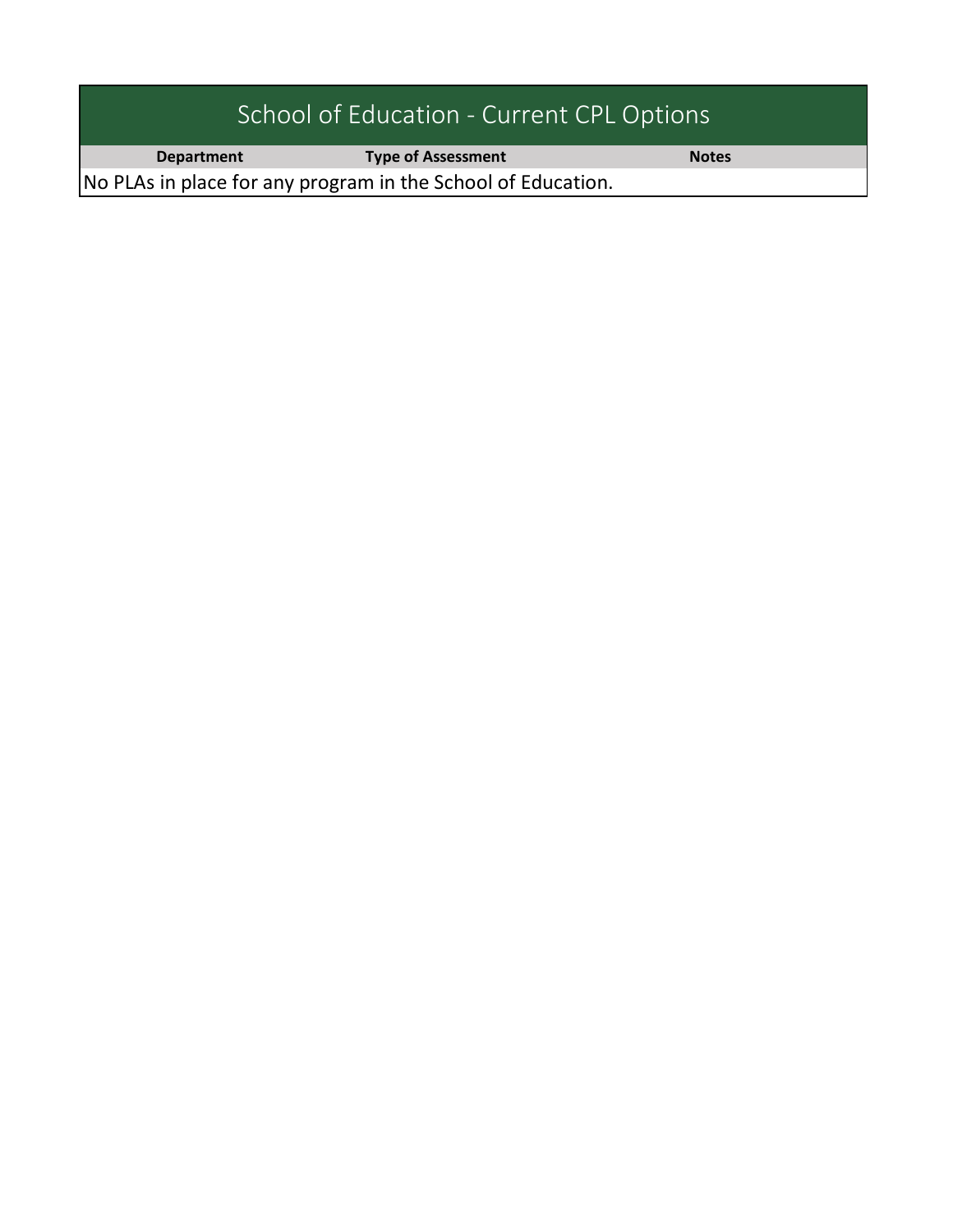# School of Education - Current CPL Options

| Department | Type of Assessment | Notes |
|---|---|---|
| No PLAs in place for any program in the School of Education. | | |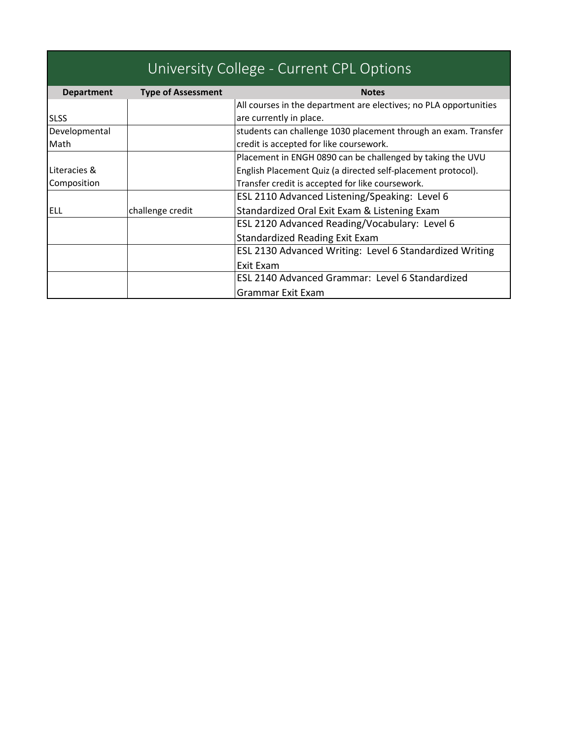| University College - Current CPL Options | | |
|---|---|---|
| **Department** | **Type of Assessment** | **Notes** |
| SLSS | | All courses in the department are electives; no PLA opportunities are currently in place. |
| Developmental Math | | students can challenge 1030 placement through an exam. Transfer credit is accepted for like coursework. |
| Literacies & Composition | | Placement in ENGH 0890 can be challenged by taking the UVU English Placement Quiz (a directed self-placement protocol). Transfer credit is accepted for like coursework. |
| ELL | challenge credit | ESL 2110 Advanced Listening/Speaking: Level 6 Standardized Oral Exit Exam & Listening Exam |
| | | ESL 2120 Advanced Reading/Vocabulary: Level 6 Standardized Reading Exit Exam |
| | | ESL 2130 Advanced Writing: Level 6 Standardized Writing Exit Exam |
| | | ESL 2140 Advanced Grammar: Level 6 Standardized Grammar Exit Exam |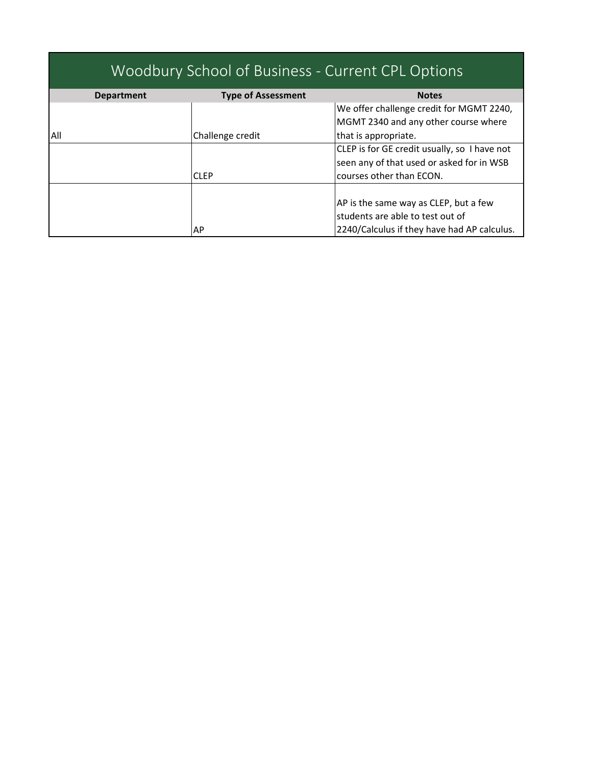# Woodbury School of Business - Current CPL Options

| Department | Type of Assessment | Notes |
| --- | --- | --- |
| All | Challenge credit | We offer challenge credit for MGMT 2240, MGMT 2340 and any other course where that is appropriate. |
| | CLEP | CLEP is for GE credit usually, so I have not seen any of that used or asked for in WSB courses other than ECON. |
| | AP | AP is the same way as CLEP, but a few students are able to test out of 2240/Calculus if they have had AP calculus. |